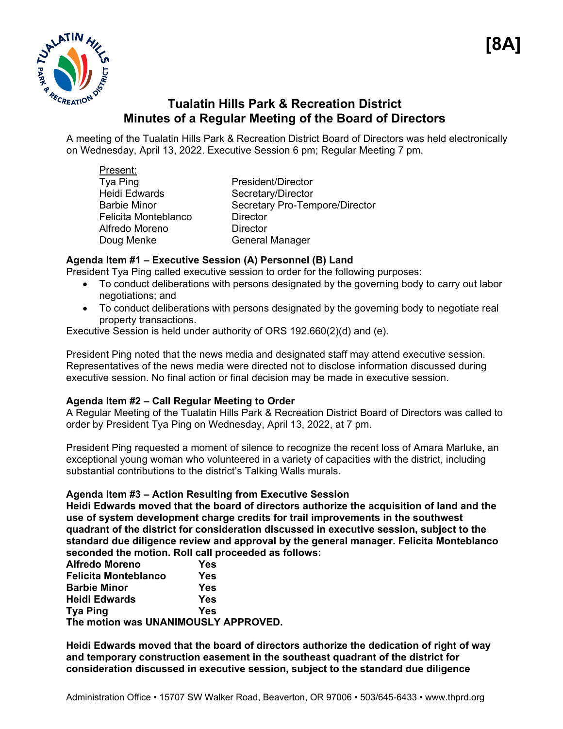[8A]

# Tualatin Hills Park & Recreation District
## Minutes of a Regular Meeting of the Board of Directors

A meeting of the Tualatin Hills Park & Recreation District Board of Directors was held electronically on Wednesday, April 13, 2022. Executive Session 6 pm; Regular Meeting 7 pm.

Present:

| | |
|---|---|
| Tya Ping | President/Director |
| Heidi Edwards | Secretary/Director |
| Barbie Minor | Secretary Pro-Tempore/Director |
| Felicita Monteblanco | Director |
| Alfredo Moreno | Director |
| Doug Menke | General Manager |

**Agenda Item #1 – Executive Session (A) Personnel (B) Land**

President Tya Ping called executive session to order for the following purposes:

- To conduct deliberations with persons designated by the governing body to carry out labor negotiations; and
- To conduct deliberations with persons designated by the governing body to negotiate real property transactions.

Executive Session is held under authority of ORS 192.660(2)(d) and (e).

President Ping noted that the news media and designated staff may attend executive session. Representatives of the news media were directed not to disclose information discussed during executive session. No final action or final decision may be made in executive session.

**Agenda Item #2 – Call Regular Meeting to Order**

A Regular Meeting of the Tualatin Hills Park & Recreation District Board of Directors was called to order by President Tya Ping on Wednesday, April 13, 2022, at 7 pm.

President Ping requested a moment of silence to recognize the recent loss of Amara Marluke, an exceptional young woman who volunteered in a variety of capacities with the district, including substantial contributions to the district's Talking Walls murals.

**Agenda Item #3 – Action Resulting from Executive Session**

**Heidi Edwards moved that the board of directors authorize the acquisition of land and the use of system development charge credits for trail improvements in the southwest quadrant of the district for consideration discussed in executive session, subject to the standard due diligence review and approval by the general manager. Felicita Monteblanco seconded the motion. Roll call proceeded as follows:**

| | |
|---|---|
| **Alfredo Moreno** | **Yes** |
| **Felicita Monteblanco** | **Yes** |
| **Barbie Minor** | **Yes** |
| **Heidi Edwards** | **Yes** |
| **Tya Ping** | **Yes** |

**The motion was UNANIMOUSLY APPROVED.**

**Heidi Edwards moved that the board of directors authorize the dedication of right of way and temporary construction easement in the southeast quadrant of the district for consideration discussed in executive session, subject to the standard due diligence**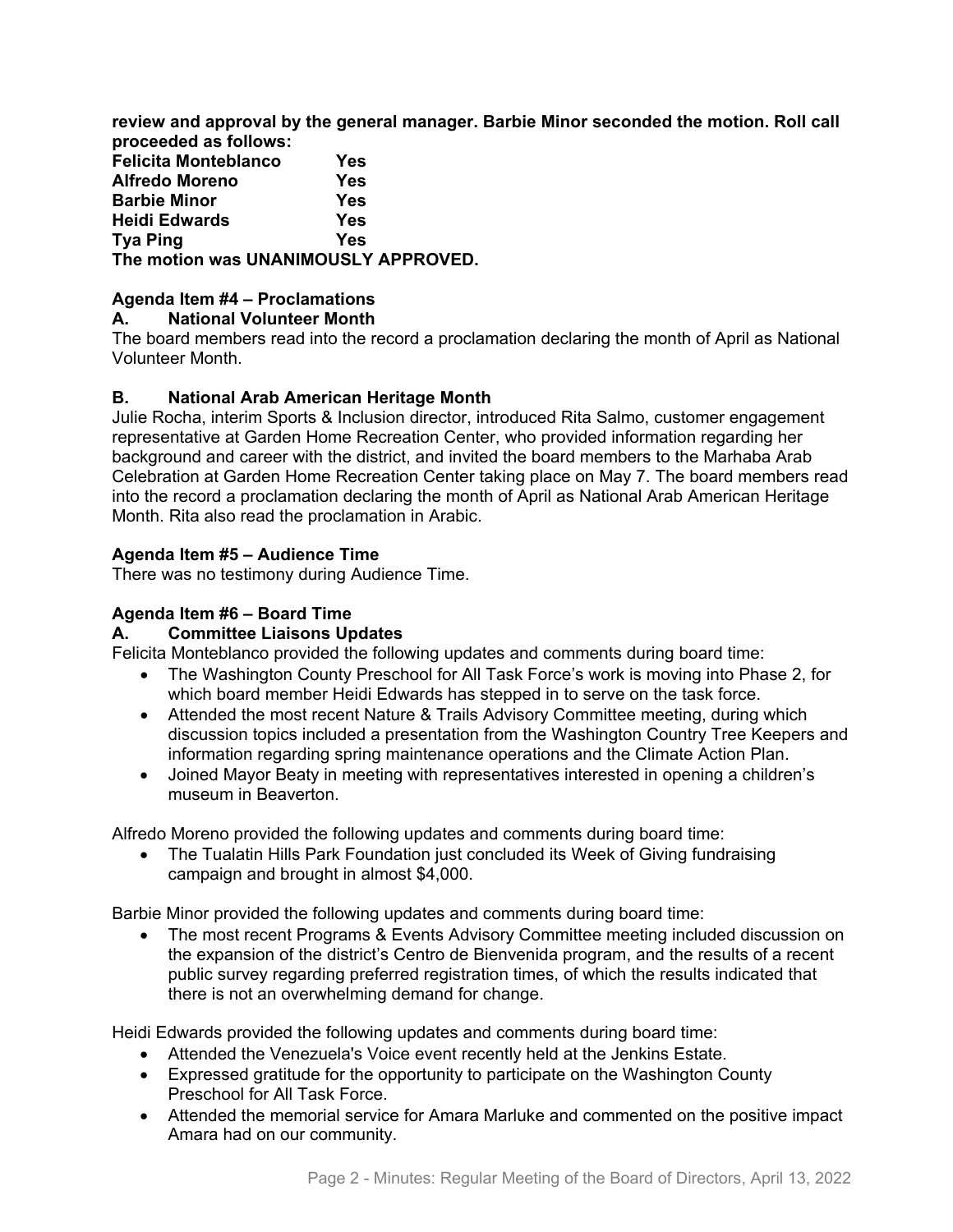**review and approval by the general manager. Barbie Minor seconded the motion. Roll call proceeded as follows:**

| | |
|---|---|
| **Felicita Monteblanco** | **Yes** |
| **Alfredo Moreno** | **Yes** |
| **Barbie Minor** | **Yes** |
| **Heidi Edwards** | **Yes** |
| **Tya Ping** | **Yes** |

**The motion was UNANIMOUSLY APPROVED.**

### Agenda Item #4 – Proclamations

#### A. National Volunteer Month

The board members read into the record a proclamation declaring the month of April as National Volunteer Month.

#### B. National Arab American Heritage Month

Julie Rocha, interim Sports & Inclusion director, introduced Rita Salmo, customer engagement representative at Garden Home Recreation Center, who provided information regarding her background and career with the district, and invited the board members to the Marhaba Arab Celebration at Garden Home Recreation Center taking place on May 7. The board members read into the record a proclamation declaring the month of April as National Arab American Heritage Month. Rita also read the proclamation in Arabic.

### Agenda Item #5 – Audience Time

There was no testimony during Audience Time.

### Agenda Item #6 – Board Time

#### A. Committee Liaisons Updates

Felicita Monteblanco provided the following updates and comments during board time:

- The Washington County Preschool for All Task Force's work is moving into Phase 2, for which board member Heidi Edwards has stepped in to serve on the task force.
- Attended the most recent Nature & Trails Advisory Committee meeting, during which discussion topics included a presentation from the Washington Country Tree Keepers and information regarding spring maintenance operations and the Climate Action Plan.
- Joined Mayor Beaty in meeting with representatives interested in opening a children's museum in Beaverton.

Alfredo Moreno provided the following updates and comments during board time:

- The Tualatin Hills Park Foundation just concluded its Week of Giving fundraising campaign and brought in almost $4,000.

Barbie Minor provided the following updates and comments during board time:

- The most recent Programs & Events Advisory Committee meeting included discussion on the expansion of the district's Centro de Bienvenida program, and the results of a recent public survey regarding preferred registration times, of which the results indicated that there is not an overwhelming demand for change.

Heidi Edwards provided the following updates and comments during board time:

- Attended the Venezuela's Voice event recently held at the Jenkins Estate.
- Expressed gratitude for the opportunity to participate on the Washington County Preschool for All Task Force.
- Attended the memorial service for Amara Marluke and commented on the positive impact Amara had on our community.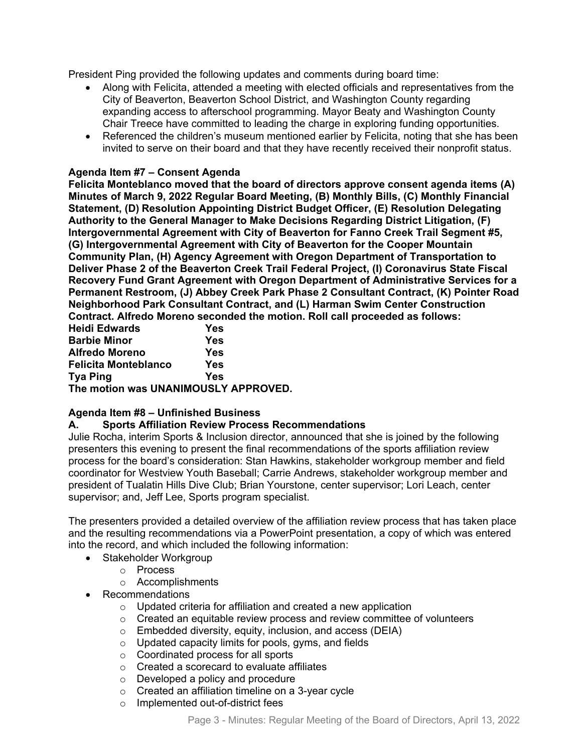President Ping provided the following updates and comments during board time:

- Along with Felicita, attended a meeting with elected officials and representatives from the City of Beaverton, Beaverton School District, and Washington County regarding expanding access to afterschool programming. Mayor Beaty and Washington County Chair Treece have committed to leading the charge in exploring funding opportunities.
- Referenced the children's museum mentioned earlier by Felicita, noting that she has been invited to serve on their board and that they have recently received their nonprofit status.

**Agenda Item #7 – Consent Agenda**

**Felicita Monteblanco moved that the board of directors approve consent agenda items (A) Minutes of March 9, 2022 Regular Board Meeting, (B) Monthly Bills, (C) Monthly Financial Statement, (D) Resolution Appointing District Budget Officer, (E) Resolution Delegating Authority to the General Manager to Make Decisions Regarding District Litigation, (F) Intergovernmental Agreement with City of Beaverton for Fanno Creek Trail Segment #5, (G) Intergovernmental Agreement with City of Beaverton for the Cooper Mountain Community Plan, (H) Agency Agreement with Oregon Department of Transportation to Deliver Phase 2 of the Beaverton Creek Trail Federal Project, (I) Coronavirus State Fiscal Recovery Fund Grant Agreement with Oregon Department of Administrative Services for a Permanent Restroom, (J) Abbey Creek Park Phase 2 Consultant Contract, (K) Pointer Road Neighborhood Park Consultant Contract, and (L) Harman Swim Center Construction Contract. Alfredo Moreno seconded the motion. Roll call proceeded as follows:**

**Heidi Edwards Yes**
**Barbie Minor Yes**
**Alfredo Moreno Yes**
**Felicita Monteblanco Yes**
**Tya Ping Yes**
**The motion was UNANIMOUSLY APPROVED.**

**Agenda Item #8 – Unfinished Business**

**A. Sports Affiliation Review Process Recommendations**

Julie Rocha, interim Sports & Inclusion director, announced that she is joined by the following presenters this evening to present the final recommendations of the sports affiliation review process for the board's consideration: Stan Hawkins, stakeholder workgroup member and field coordinator for Westview Youth Baseball; Carrie Andrews, stakeholder workgroup member and president of Tualatin Hills Dive Club; Brian Yourstone, center supervisor; Lori Leach, center supervisor; and, Jeff Lee, Sports program specialist.

The presenters provided a detailed overview of the affiliation review process that has taken place and the resulting recommendations via a PowerPoint presentation, a copy of which was entered into the record, and which included the following information:

- Stakeholder Workgroup
  - Process
  - Accomplishments
- Recommendations
  - Updated criteria for affiliation and created a new application
  - Created an equitable review process and review committee of volunteers
  - Embedded diversity, equity, inclusion, and access (DEIA)
  - Updated capacity limits for pools, gyms, and fields
  - Coordinated process for all sports
  - Created a scorecard to evaluate affiliates
  - Developed a policy and procedure
  - Created an affiliation timeline on a 3-year cycle
  - Implemented out-of-district fees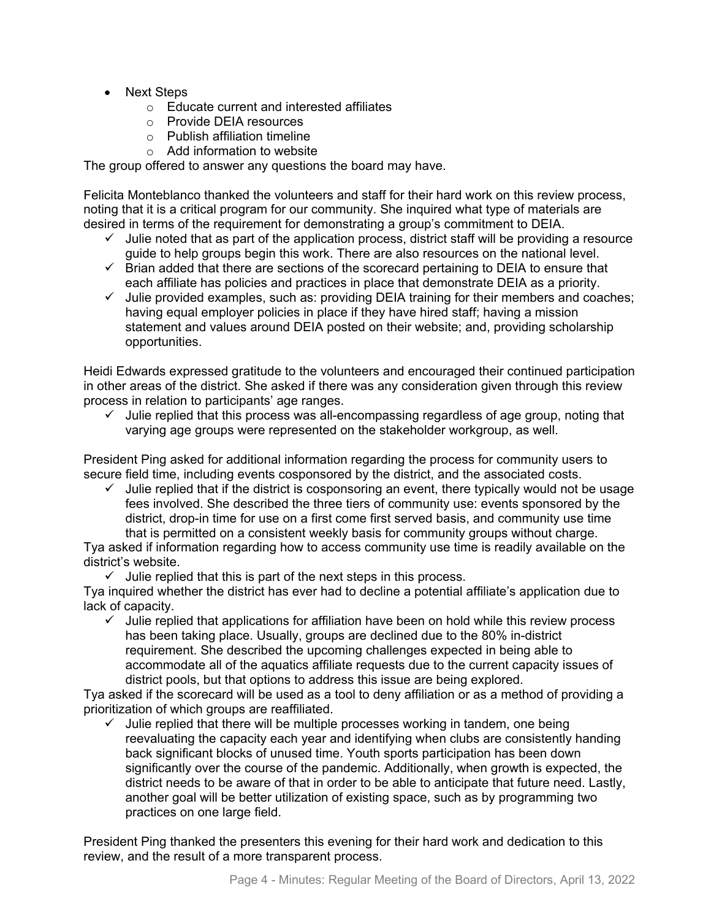- Next Steps
    - Educate current and interested affiliates
    - Provide DEIA resources
    - Publish affiliation timeline
    - Add information to website

The group offered to answer any questions the board may have.

Felicita Monteblanco thanked the volunteers and staff for their hard work on this review process, noting that it is a critical program for our community. She inquired what type of materials are desired in terms of the requirement for demonstrating a group's commitment to DEIA.

- ✓ Julie noted that as part of the application process, district staff will be providing a resource guide to help groups begin this work. There are also resources on the national level.
- ✓ Brian added that there are sections of the scorecard pertaining to DEIA to ensure that each affiliate has policies and practices in place that demonstrate DEIA as a priority.
- ✓ Julie provided examples, such as: providing DEIA training for their members and coaches; having equal employer policies in place if they have hired staff; having a mission statement and values around DEIA posted on their website; and, providing scholarship opportunities.

Heidi Edwards expressed gratitude to the volunteers and encouraged their continued participation in other areas of the district. She asked if there was any consideration given through this review process in relation to participants' age ranges.

- ✓ Julie replied that this process was all-encompassing regardless of age group, noting that varying age groups were represented on the stakeholder workgroup, as well.

President Ping asked for additional information regarding the process for community users to secure field time, including events cosponsored by the district, and the associated costs.

- ✓ Julie replied that if the district is cosponsoring an event, there typically would not be usage fees involved. She described the three tiers of community use: events sponsored by the district, drop-in time for use on a first come first served basis, and community use time that is permitted on a consistent weekly basis for community groups without charge.

Tya asked if information regarding how to access community use time is readily available on the district's website.

- ✓ Julie replied that this is part of the next steps in this process.

Tya inquired whether the district has ever had to decline a potential affiliate's application due to lack of capacity.

- ✓ Julie replied that applications for affiliation have been on hold while this review process has been taking place. Usually, groups are declined due to the 80% in-district requirement. She described the upcoming challenges expected in being able to accommodate all of the aquatics affiliate requests due to the current capacity issues of district pools, but that options to address this issue are being explored.

Tya asked if the scorecard will be used as a tool to deny affiliation or as a method of providing a prioritization of which groups are reaffiliated.

- ✓ Julie replied that there will be multiple processes working in tandem, one being reevaluating the capacity each year and identifying when clubs are consistently handing back significant blocks of unused time. Youth sports participation has been down significantly over the course of the pandemic. Additionally, when growth is expected, the district needs to be aware of that in order to be able to anticipate that future need. Lastly, another goal will be better utilization of existing space, such as by programming two practices on one large field.

President Ping thanked the presenters this evening for their hard work and dedication to this review, and the result of a more transparent process.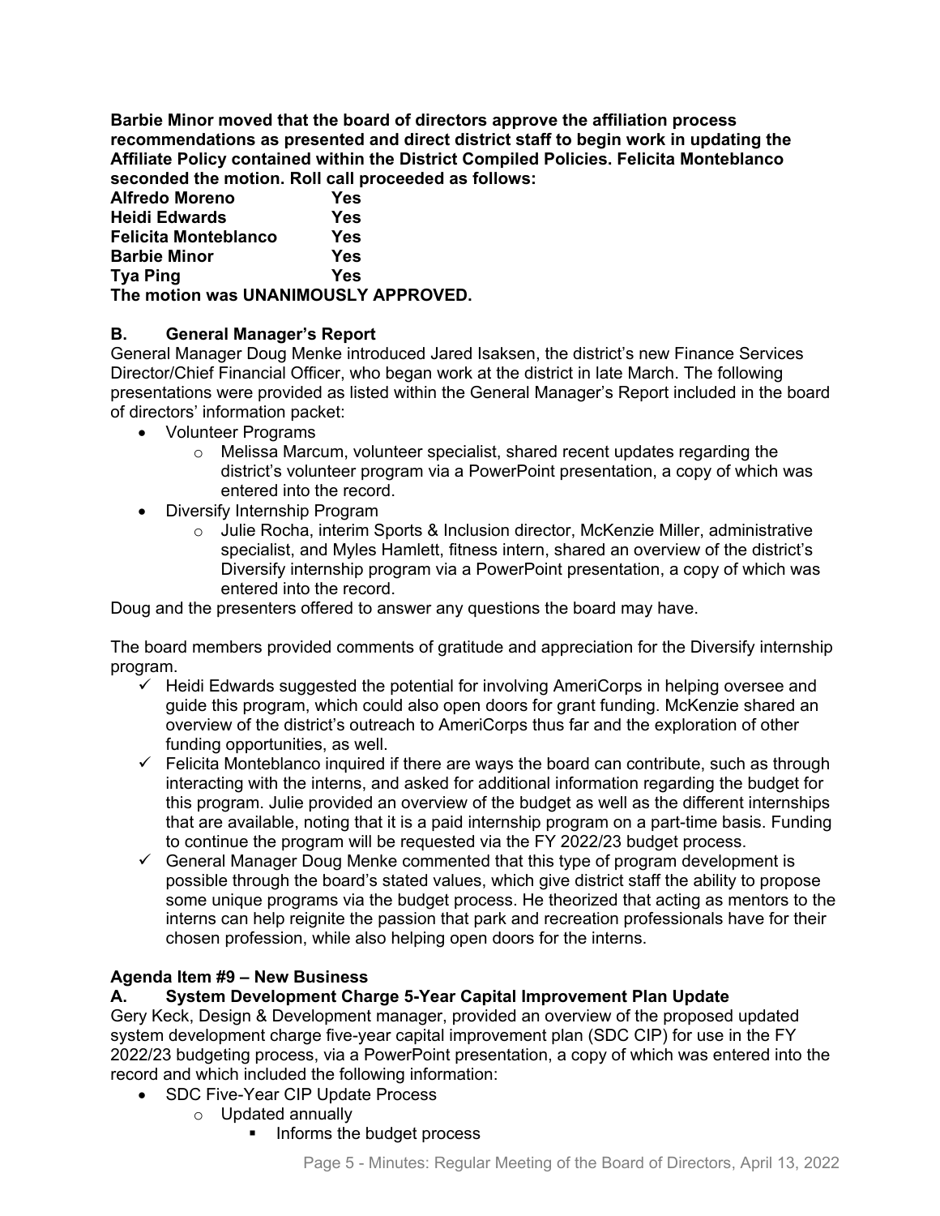**Barbie Minor moved that the board of directors approve the affiliation process recommendations as presented and direct district staff to begin work in updating the Affiliate Policy contained within the District Compiled Policies. Felicita Monteblanco seconded the motion. Roll call proceeded as follows:**

| | |
|---|---|
| **Alfredo Moreno** | **Yes** |
| **Heidi Edwards** | **Yes** |
| **Felicita Monteblanco** | **Yes** |
| **Barbie Minor** | **Yes** |
| **Tya Ping** | **Yes** |

**The motion was UNANIMOUSLY APPROVED.**

### B. General Manager's Report

General Manager Doug Menke introduced Jared Isaksen, the district's new Finance Services Director/Chief Financial Officer, who began work at the district in late March. The following presentations were provided as listed within the General Manager's Report included in the board of directors' information packet:

- Volunteer Programs
  - Melissa Marcum, volunteer specialist, shared recent updates regarding the district's volunteer program via a PowerPoint presentation, a copy of which was entered into the record.
- Diversify Internship Program
  - Julie Rocha, interim Sports & Inclusion director, McKenzie Miller, administrative specialist, and Myles Hamlett, fitness intern, shared an overview of the district's Diversify internship program via a PowerPoint presentation, a copy of which was entered into the record.

Doug and the presenters offered to answer any questions the board may have.

The board members provided comments of gratitude and appreciation for the Diversify internship program.

- ✓ Heidi Edwards suggested the potential for involving AmeriCorps in helping oversee and guide this program, which could also open doors for grant funding. McKenzie shared an overview of the district's outreach to AmeriCorps thus far and the exploration of other funding opportunities, as well.
- ✓ Felicita Monteblanco inquired if there are ways the board can contribute, such as through interacting with the interns, and asked for additional information regarding the budget for this program. Julie provided an overview of the budget as well as the different internships that are available, noting that it is a paid internship program on a part-time basis. Funding to continue the program will be requested via the FY 2022/23 budget process.
- ✓ General Manager Doug Menke commented that this type of program development is possible through the board's stated values, which give district staff the ability to propose some unique programs via the budget process. He theorized that acting as mentors to the interns can help reignite the passion that park and recreation professionals have for their chosen profession, while also helping open doors for the interns.

## Agenda Item #9 – New Business

### A. System Development Charge 5-Year Capital Improvement Plan Update

Gery Keck, Design & Development manager, provided an overview of the proposed updated system development charge five-year capital improvement plan (SDC CIP) for use in the FY 2022/23 budgeting process, via a PowerPoint presentation, a copy of which was entered into the record and which included the following information:

- SDC Five-Year CIP Update Process
  - Updated annually
    - Informs the budget process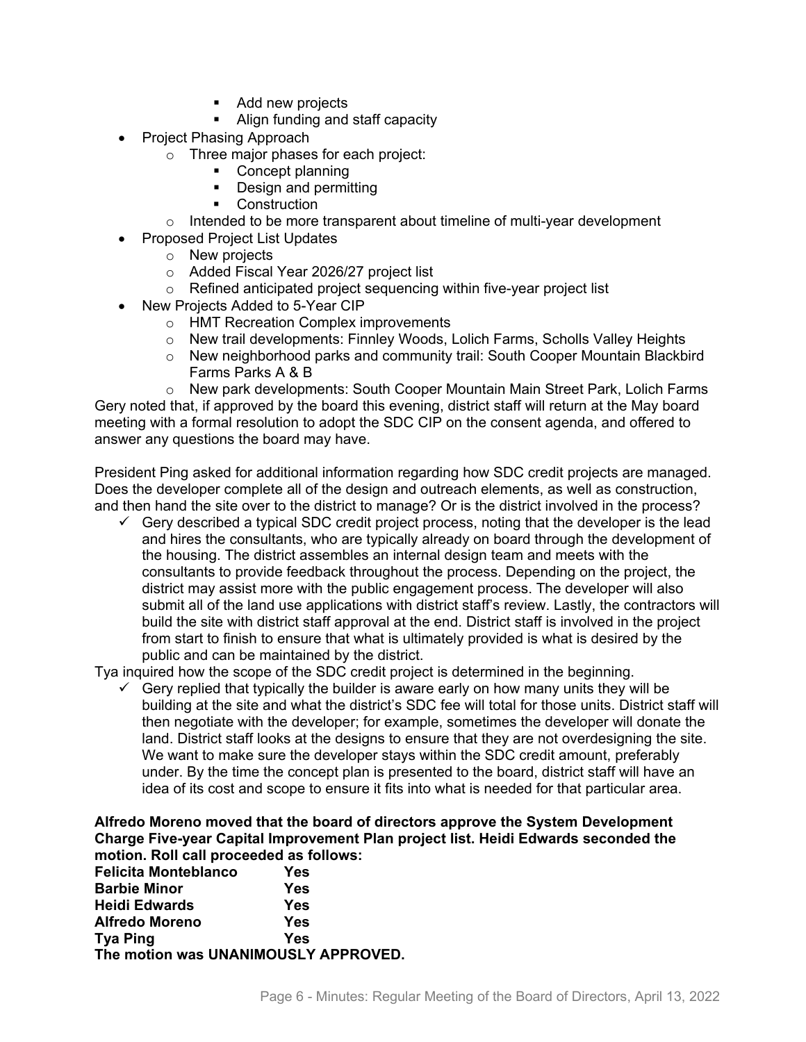- Add new projects
        - Align funding and staff capacity
- Project Phasing Approach
    - Three major phases for each project:
        - Concept planning
        - Design and permitting
        - Construction
    - Intended to be more transparent about timeline of multi-year development
- Proposed Project List Updates
    - New projects
    - Added Fiscal Year 2026/27 project list
    - Refined anticipated project sequencing within five-year project list
- New Projects Added to 5-Year CIP
    - HMT Recreation Complex improvements
    - New trail developments: Finnley Woods, Lolich Farms, Scholls Valley Heights
    - New neighborhood parks and community trail: South Cooper Mountain Blackbird Farms Parks A & B
    - New park developments: South Cooper Mountain Main Street Park, Lolich Farms

Gery noted that, if approved by the board this evening, district staff will return at the May board meeting with a formal resolution to adopt the SDC CIP on the consent agenda, and offered to answer any questions the board may have.

President Ping asked for additional information regarding how SDC credit projects are managed. Does the developer complete all of the design and outreach elements, as well as construction, and then hand the site over to the district to manage? Or is the district involved in the process?

- ✓ Gery described a typical SDC credit project process, noting that the developer is the lead and hires the consultants, who are typically already on board through the development of the housing. The district assembles an internal design team and meets with the consultants to provide feedback throughout the process. Depending on the project, the district may assist more with the public engagement process. The developer will also submit all of the land use applications with district staff's review. Lastly, the contractors will build the site with district staff approval at the end. District staff is involved in the project from start to finish to ensure that what is ultimately provided is what is desired by the public and can be maintained by the district.

Tya inquired how the scope of the SDC credit project is determined in the beginning.

- ✓ Gery replied that typically the builder is aware early on how many units they will be building at the site and what the district's SDC fee will total for those units. District staff will then negotiate with the developer; for example, sometimes the developer will donate the land. District staff looks at the designs to ensure that they are not overdesigning the site. We want to make sure the developer stays within the SDC credit amount, preferably under. By the time the concept plan is presented to the board, district staff will have an idea of its cost and scope to ensure it fits into what is needed for that particular area.

**Alfredo Moreno moved that the board of directors approve the System Development Charge Five-year Capital Improvement Plan project list. Heidi Edwards seconded the motion. Roll call proceeded as follows:**

| | |
|---|---|
| **Felicita Monteblanco** | **Yes** |
| **Barbie Minor** | **Yes** |
| **Heidi Edwards** | **Yes** |
| **Alfredo Moreno** | **Yes** |
| **Tya Ping** | **Yes** |

**The motion was UNANIMOUSLY APPROVED.**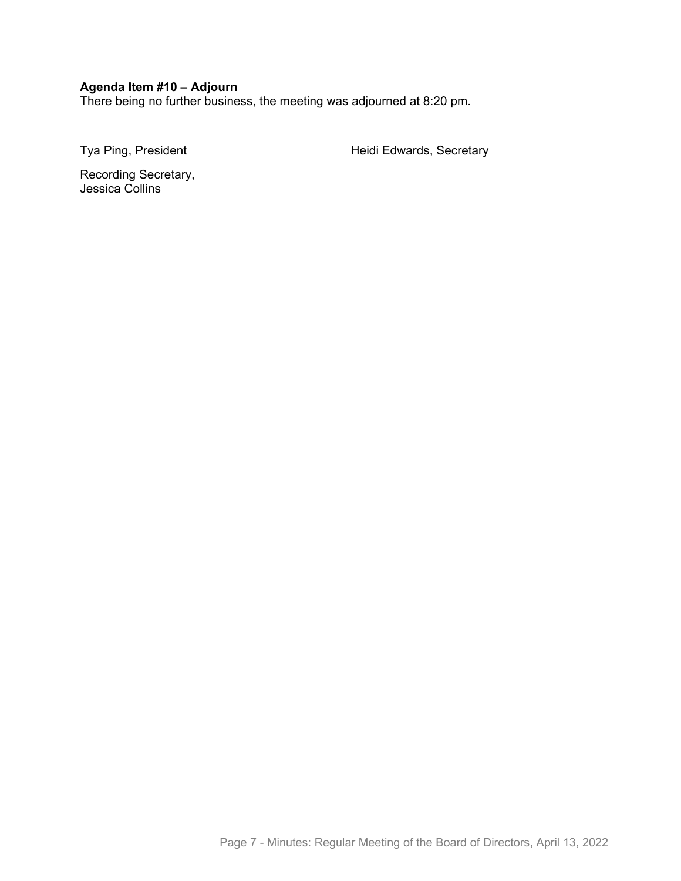**Agenda Item #10 – Adjourn**
There being no further business, the meeting was adjourned at 8:20 pm.

Tya Ping, President

Heidi Edwards, Secretary

Recording Secretary,
Jessica Collins